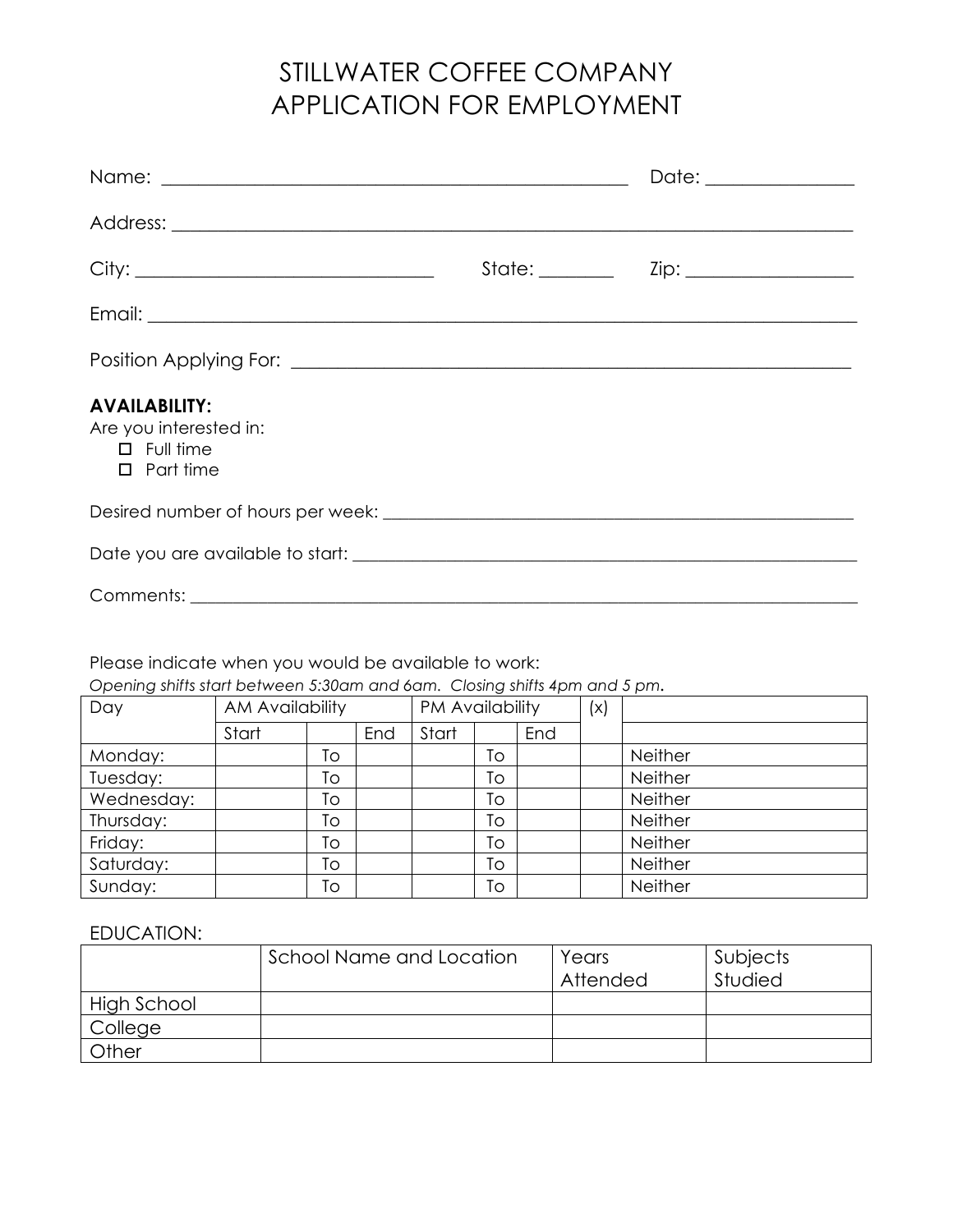# STILLWATER COFFEE COMPANY
# APPLICATION FOR EMPLOYMENT

Name: ______________________________________________ Date: ______________

Address: ______________________________________________________________

City: ___________________________ State: _______ Zip: _______________

Email: ________________________________________________________________

Position Applying For: ____________________________________________________

**AVAILABILITY:**

Are you interested in:

- ☐ Full time
- ☐ Part time

Desired number of hours per week: ___________________________________________

Date you are available to start: _____________________________________________

Comments: ______________________________________________________________

Please indicate when you would be available to work:

*Opening shifts start between 5:30am and 6am. Closing shifts 4pm and 5 pm.*

| Day | AM Availability | | | PM Availability | | | (x) | |
|---|---|---|---|---|---|---|---|---|
| | Start | | End | Start | | End | | |
| Monday: | | To | | | To | | | Neither |
| Tuesday: | | To | | | To | | | Neither |
| Wednesday: | | To | | | To | | | Neither |
| Thursday: | | To | | | To | | | Neither |
| Friday: | | To | | | To | | | Neither |
| Saturday: | | To | | | To | | | Neither |
| Sunday: | | To | | | To | | | Neither |

EDUCATION:

| | School Name and Location | Years Attended | Subjects Studied |
|---|---|---|---|
| High School | | | |
| College | | | |
| Other | | | |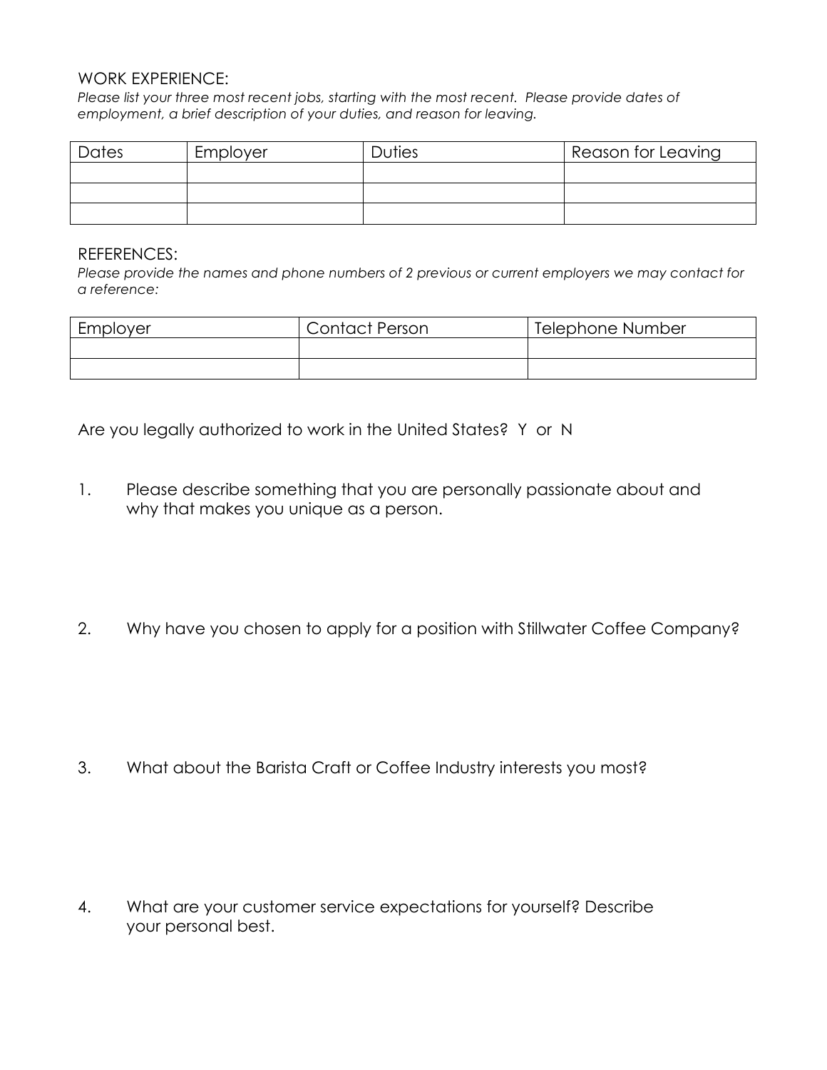WORK EXPERIENCE:
*Please list your three most recent jobs, starting with the most recent. Please provide dates of employment, a brief description of your duties, and reason for leaving.*

| Dates | Employer | Duties | Reason for Leaving |
|---|---|---|---|
| | | | |
| | | | |
| | | | |

REFERENCES:
*Please provide the names and phone numbers of 2 previous or current employers we may contact for a reference:*

| Employer | Contact Person | Telephone Number |
|---|---|---|
| | | |
| | | |

Are you legally authorized to work in the United States? Y or N

1. Please describe something that you are personally passionate about and why that makes you unique as a person.

2. Why have you chosen to apply for a position with Stillwater Coffee Company?

3. What about the Barista Craft or Coffee Industry interests you most?

4. What are your customer service expectations for yourself? Describe your personal best.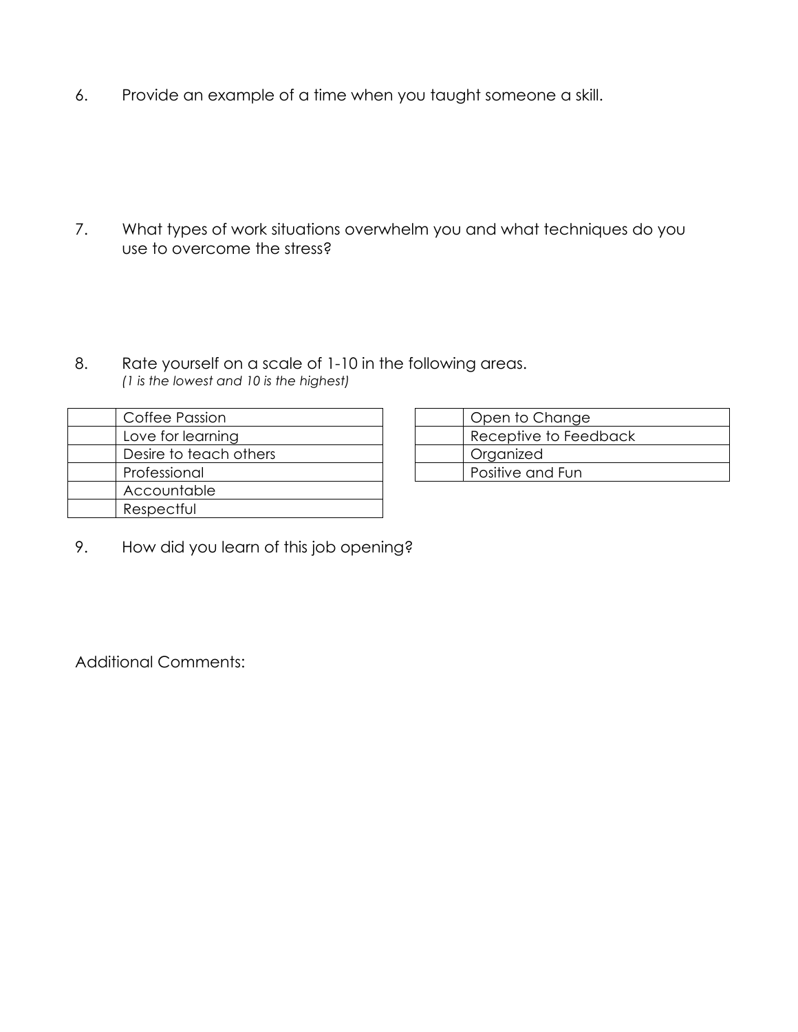6. Provide an example of a time when you taught someone a skill.

7. What types of work situations overwhelm you and what techniques do you use to overcome the stress?

8. Rate yourself on a scale of 1-10 in the following areas.
*(1 is the lowest and 10 is the highest)*

| | |
|---|---|
| | Coffee Passion |
| | Love for learning |
| | Desire to teach others |
| | Professional |
| | Accountable |
| | Respectful |

| | |
|---|---|
| | Open to Change |
| | Receptive to Feedback |
| | Organized |
| | Positive and Fun |

9. How did you learn of this job opening?

Additional Comments: